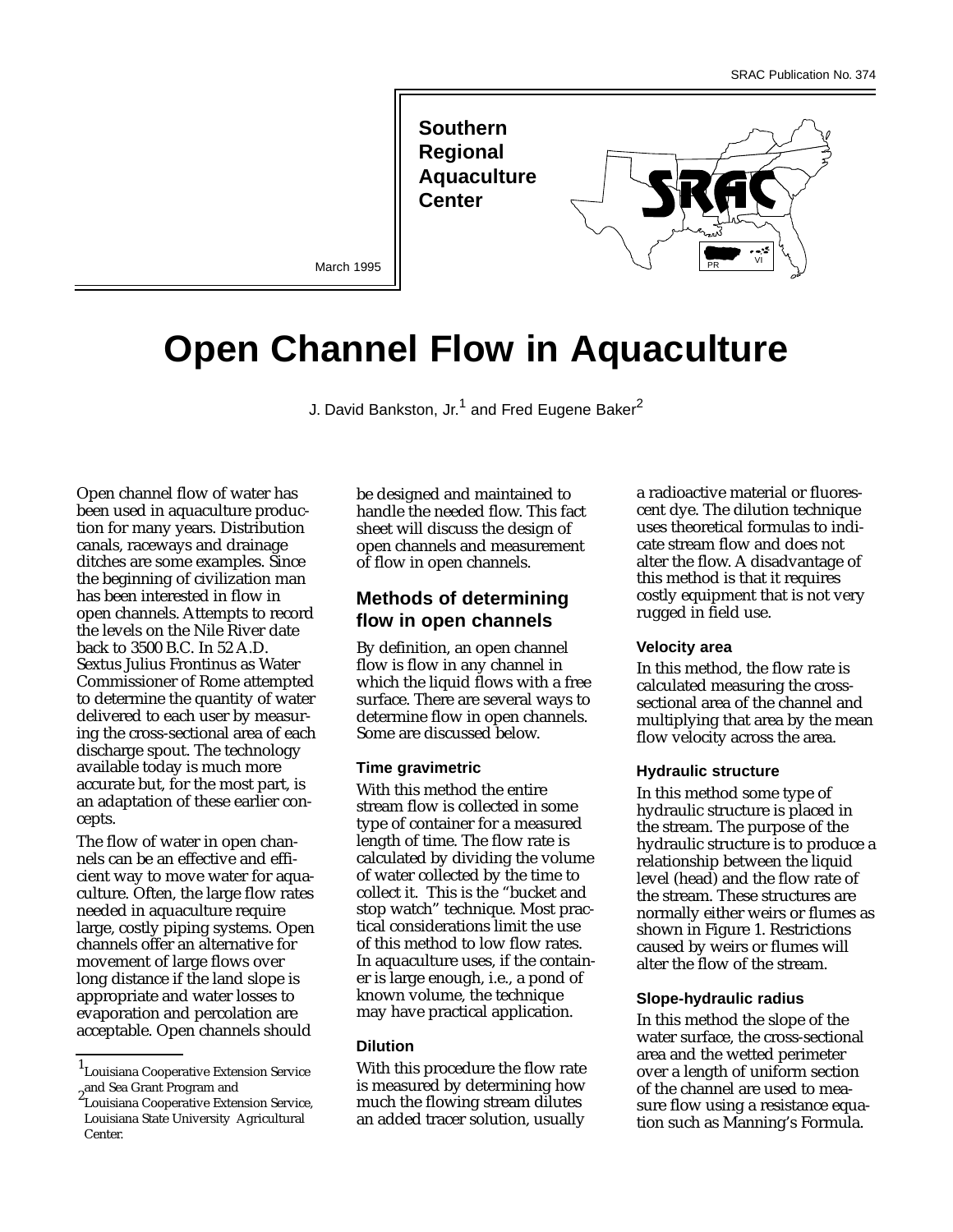SRAC Publication No. 374

**Southern Regional Aquaculture Center**

March 1995

# Open Channel Flow in Aquaculture

J. David Bankston, Jr.[1] and Fred Eugene Baker[2]

Open channel flow of water has been used in aquaculture production for many years. Distribution canals, raceways and drainage ditches are some examples. Since the beginning of civilization man has been interested in flow in open channels. Attempts to record the levels on the Nile River date back to 3500 B.C. In 52 A.D. Sextus Julius Frontinus as Water Commissioner of Rome attempted to determine the quantity of water delivered to each user by measuring the cross-sectional area of each discharge spout. The technology available today is much more accurate but, for the most part, is an adaptation of these earlier concepts.

The flow of water in open channels can be an effective and efficient way to move water for aquaculture. Often, the large flow rates needed in aquaculture require large, costly piping systems. Open channels offer an alternative for movement of large flows over long distance if the land slope is appropriate and water losses to evaporation and percolation are acceptable. Open channels should be designed and maintained to handle the needed flow. This fact sheet will discuss the design of open channels and measurement of flow in open channels.

## Methods of determining flow in open channels

By definition, an open channel flow is flow in any channel in which the liquid flows with a free surface. There are several ways to determine flow in open channels. Some are discussed below.

### Time gravimetric

With this method the entire stream flow is collected in some type of container for a measured length of time. The flow rate is calculated by dividing the volume of water collected by the time to collect it. This is the "bucket and stop watch" technique. Most practical considerations limit the use of this method to low flow rates. In aquaculture uses, if the container is large enough, i.e., a pond of known volume, the technique may have practical application.

### Dilution

With this procedure the flow rate is measured by determining how much the flowing stream dilutes an added tracer solution, usually a radioactive material or fluorescent dye. The dilution technique uses theoretical formulas to indicate stream flow and does not alter the flow. A disadvantage of this method is that it requires costly equipment that is not very rugged in field use.

### Velocity area

In this method, the flow rate is calculated measuring the cross-sectional area of the channel and multiplying that area by the mean flow velocity across the area.

### Hydraulic structure

In this method some type of hydraulic structure is placed in the stream. The purpose of the hydraulic structure is to produce a relationship between the liquid level (head) and the flow rate of the stream. These structures are normally either weirs or flumes as shown in Figure 1. Restrictions caused by weirs or flumes will alter the flow of the stream.

### Slope-hydraulic radius

In this method the slope of the water surface, the cross-sectional area and the wetted perimeter over a length of uniform section of the channel are used to measure flow using a resistance equation such as Manning's Formula.

---

[1] Louisiana Cooperative Extension Service and Sea Grant Program and

[2] Louisiana Cooperative Extension Service, Louisiana State University Agricultural Center.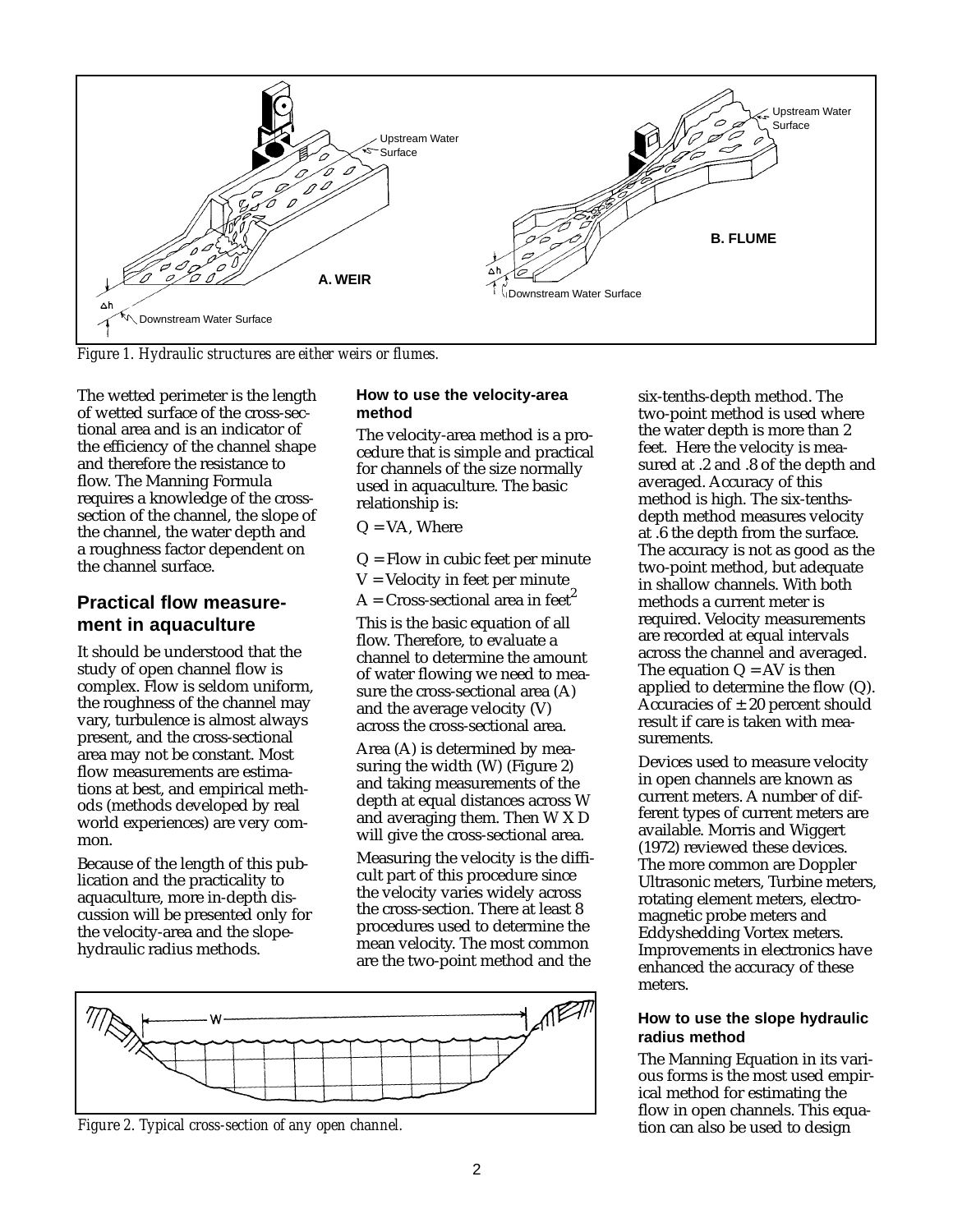Figure 1. Hydraulic structures are either weirs or flumes.

The wetted perimeter is the length of wetted surface of the cross-sectional area and is an indicator of the efficiency of the channel shape and therefore the resistance to flow. The Manning Formula requires a knowledge of the cross-section of the channel, the slope of the channel, the water depth and a roughness factor dependent on the channel surface.

## Practical flow measurement in aquaculture

It should be understood that the study of open channel flow is complex. Flow is seldom uniform, the roughness of the channel may vary, turbulence is almost always present, and the cross-sectional area may not be constant. Most flow measurements are estimations at best, and empirical methods (methods developed by real world experiences) are very common.

Because of the length of this publication and the practicality to aquaculture, more in-depth discussion will be presented only for the velocity-area and the slope-hydraulic radius methods.

### How to use the velocity-area method

The velocity-area method is a procedure that is simple and practical for channels of the size normally used in aquaculture. The basic relationship is:

$Q = VA$, Where

$Q$ = Flow in cubic feet per minute
$V$ = Velocity in feet per minute
$A$ = Cross-sectional area in $feet^2$

This is the basic equation of all flow. Therefore, to evaluate a channel to determine the amount of water flowing we need to measure the cross-sectional area (A) and the average velocity (V) across the cross-sectional area.

Area (A) is determined by measuring the width (W) (Figure 2) and taking measurements of the depth at equal distances across W and averaging them. Then W X D will give the cross-sectional area.

Measuring the velocity is the difficult part of this procedure since the velocity varies widely across the cross-section. There at least 8 procedures used to determine the mean velocity. The most common are the two-point method and the six-tenths-depth method. The two-point method is used where the water depth is more than 2 feet. Here the velocity is measured at .2 and .8 of the depth and averaged. Accuracy of this method is high. The six-tenths-depth method measures velocity at .6 the depth from the surface. The accuracy is not as good as the two-point method, but adequate in shallow channels. With both methods a current meter is required. Velocity measurements are recorded at equal intervals across the channel and averaged. The equation $Q = AV$ is then applied to determine the flow (Q). Accuracies of $\pm$ 20 percent should result if care is taken with measurements.

Figure 2. Typical cross-section of any open channel.

Devices used to measure velocity in open channels are known as current meters. A number of different types of current meters are available. Morris and Wiggert (1972) reviewed these devices. The more common are Doppler Ultrasonic meters, Turbine meters, rotating element meters, electromagnetic probe meters and Eddyshedding Vortex meters. Improvements in electronics have enhanced the accuracy of these meters.

### How to use the slope hydraulic radius method

The Manning Equation in its various forms is the most used empirical method for estimating the flow in open channels. This equation can also be used to design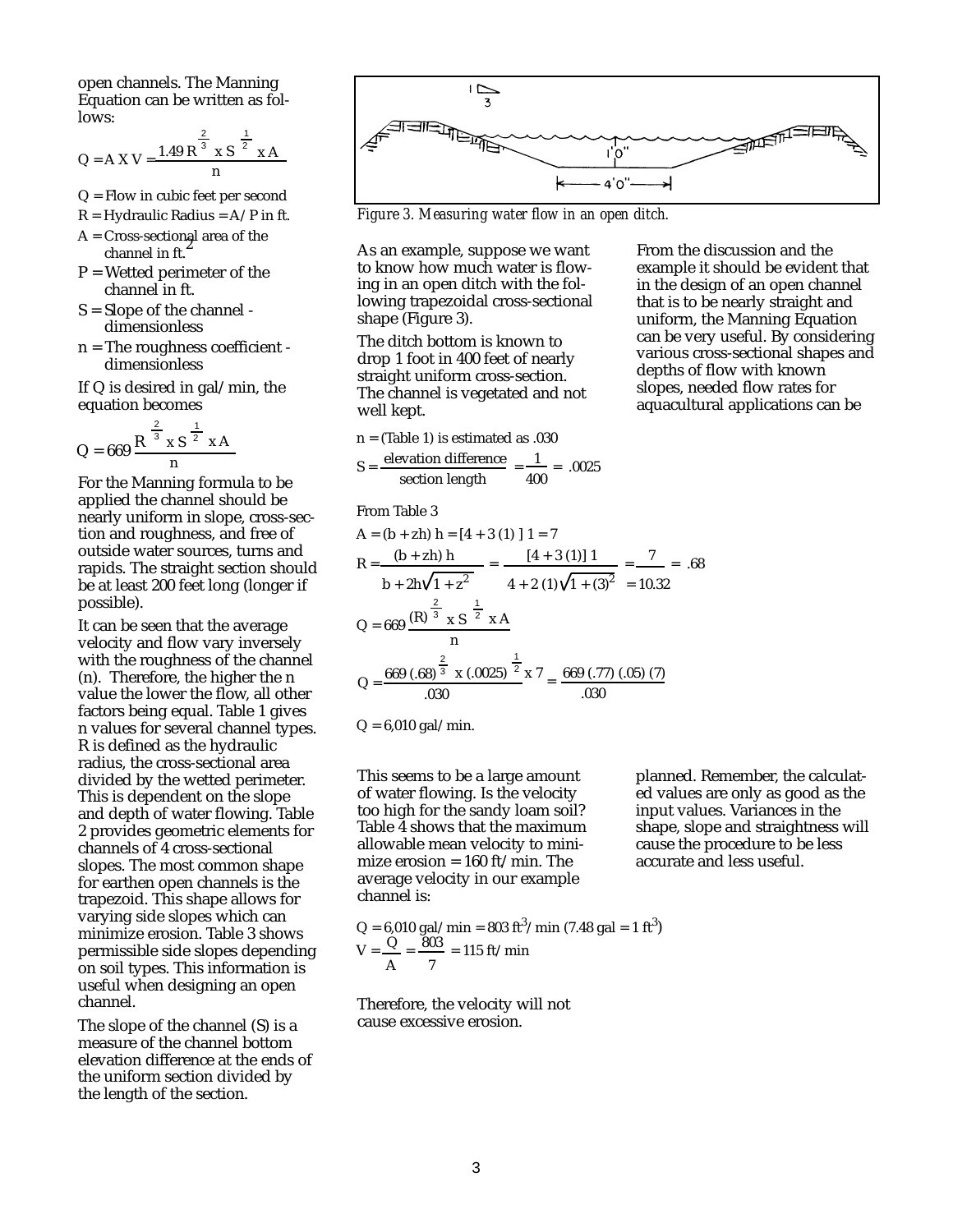open channels. The Manning Equation can be written as follows:

$$Q = A \times V = \frac{1.49\, R^{\frac{2}{3}} \times S^{\frac{1}{2}} \times A}{n}$$

Q = Flow in cubic feet per second

R = Hydraulic Radius = A/P in ft.

A = Cross-sectional area of the channel in $ft.^2$

P = Wetted perimeter of the channel in ft.

S = Slope of the channel - dimensionless

n = The roughness coefficient - dimensionless

If Q is desired in gal/min, the equation becomes

$$Q = 669\, \frac{R^{\frac{2}{3}} \times S^{\frac{1}{2}} \times A}{n}$$

For the Manning formula to be applied the channel should be nearly uniform in slope, cross-section and roughness, and free of outside water sources, turns and rapids. The straight section should be at least 200 feet long (longer if possible).

It can be seen that the average velocity and flow vary inversely with the roughness of the channel (n). Therefore, the higher the n value the lower the flow, all other factors being equal. Table 1 gives n values for several channel types. R is defined as the hydraulic radius, the cross-sectional area divided by the wetted perimeter. This is dependent on the slope and depth of water flowing. Table 2 provides geometric elements for channels of 4 cross-sectional slopes. The most common shape for earthen open channels is the trapezoid. This shape allows for varying side slopes which can minimize erosion. Table 3 shows permissible side slopes depending on soil types. This information is useful when designing an open channel.

The slope of the channel (S) is a measure of the channel bottom elevation difference at the ends of the uniform section divided by the length of the section.

*Figure 3. Measuring water flow in an open ditch.*

As an example, suppose we want to know how much water is flowing in an open ditch with the following trapezoidal cross-sectional shape (Figure 3).

The ditch bottom is known to drop 1 foot in 400 feet of nearly straight uniform cross-section. The channel is vegetated and not well kept.

n = (Table 1) is estimated as .030

$$S = \frac{\text{elevation difference}}{\text{section length}} = \frac{1}{400} = .0025$$

From Table 3

$$A = (b + zh)\, h = [4 + 3\,(1)\,]\, 1 = 7$$

$$R = \frac{(b + zh)\, h}{b + 2h\sqrt{1 + z^2}} = \frac{[4 + 3\,(1)]\, 1}{4 + 2\,(1)\sqrt{1 + (3)^2}} = \frac{7}{10.32} = .68$$

$$Q = 669\, \frac{(R)^{\frac{2}{3}} \times S^{\frac{1}{2}} \times A}{n}$$

$$Q = \frac{669\,(.68)^{\frac{2}{3}} \times (.0025)^{\frac{1}{2}} \times 7}{.030} = \frac{669\,(.77)\,(.05)\,(7)}{.030}$$

Q = 6,010 gal/min.

This seems to be a large amount of water flowing. Is the velocity too high for the sandy loam soil? Table 4 shows that the maximum allowable mean velocity to minimize erosion = 160 ft/min. The average velocity in our example channel is:

$$Q = 6{,}010 \text{ gal/min} = 803 \text{ ft}^3\text{/min } (7.48 \text{ gal} = 1 \text{ ft}^3)$$

$$V = \frac{Q}{A} = \frac{803}{7} = 115 \text{ ft/min}$$

Therefore, the velocity will not cause excessive erosion.

From the discussion and the example it should be evident that in the design of an open channel that is to be nearly straight and uniform, the Manning Equation can be very useful. By considering various cross-sectional shapes and depths of flow with known slopes, needed flow rates for aquacultural applications can be planned. Remember, the calculated values are only as good as the input values. Variances in the shape, slope and straightness will cause the procedure to be less accurate and less useful.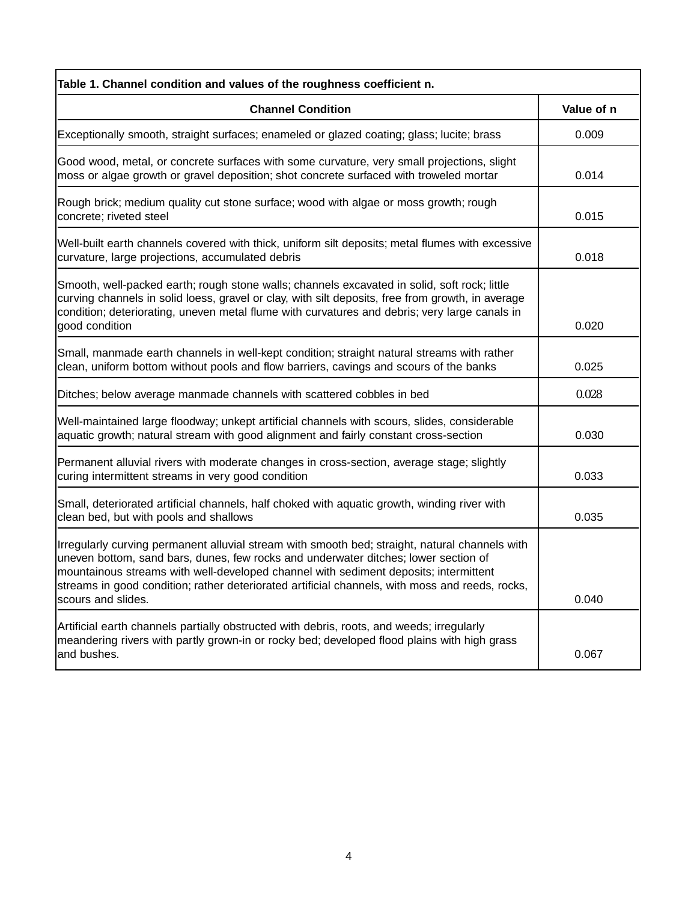**Table 1. Channel condition and values of the roughness coefficient n.**

| Channel Condition | Value of n |
|---|---|
| Exceptionally smooth, straight surfaces; enameled or glazed coating; glass; lucite; brass | 0.009 |
| Good wood, metal, or concrete surfaces with some curvature, very small projections, slight moss or algae growth or gravel deposition; shot concrete surfaced with troweled mortar | 0.014 |
| Rough brick; medium quality cut stone surface; wood with algae or moss growth; rough concrete; riveted steel | 0.015 |
| Well-built earth channels covered with thick, uniform silt deposits; metal flumes with excessive curvature, large projections, accumulated debris | 0.018 |
| Smooth, well-packed earth; rough stone walls; channels excavated in solid, soft rock; little curving channels in solid loess, gravel or clay, with silt deposits, free from growth, in average condition; deteriorating, uneven metal flume with curvatures and debris; very large canals in good condition | 0.020 |
| Small, manmade earth channels in well-kept condition; straight natural streams with rather clean, uniform bottom without pools and flow barriers, cavings and scours of the banks | 0.025 |
| Ditches; below average manmade channels with scattered cobbles in bed | 0.028 |
| Well-maintained large floodway; unkept artificial channels with scours, slides, considerable aquatic growth; natural stream with good alignment and fairly constant cross-section | 0.030 |
| Permanent alluvial rivers with moderate changes in cross-section, average stage; slightly curing intermittent streams in very good condition | 0.033 |
| Small, deteriorated artificial channels, half choked with aquatic growth, winding river with clean bed, but with pools and shallows | 0.035 |
| Irregularly curving permanent alluvial stream with smooth bed; straight, natural channels with uneven bottom, sand bars, dunes, few rocks and underwater ditches; lower section of mountainous streams with well-developed channel with sediment deposits; intermittent streams in good condition; rather deteriorated artificial channels, with moss and reeds, rocks, scours and slides. | 0.040 |
| Artificial earth channels partially obstructed with debris, roots, and weeds; irregularly meandering rivers with partly grown-in or rocky bed; developed flood plains with high grass and bushes. | 0.067 |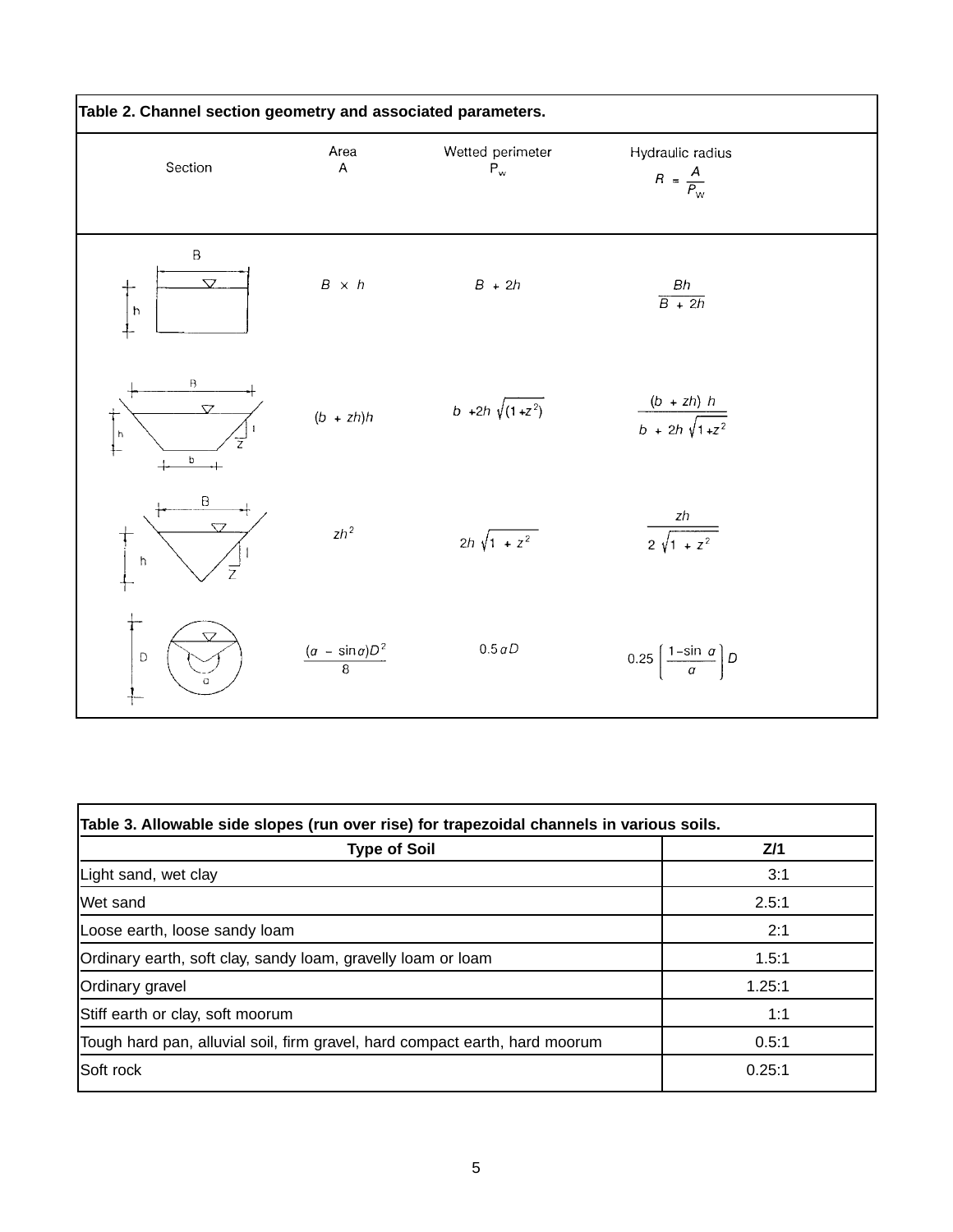**Table 2. Channel section geometry and associated parameters.**

| Section | Area $A$ | Wetted perimeter $P_w$ | Hydraulic radius $R = \frac{A}{P_w}$ |
|---|---|---|---|
| Rectangular (width $B$, depth $h$) | $B \times h$ | $B + 2h$ | $\frac{Bh}{B + 2h}$ |
| Trapezoidal (top width $B$, bottom width $b$, depth $h$, side slope $z$:1) | $(b + zh)h$ | $b + 2h\sqrt{(1 + z^2)}$ | $\frac{(b + zh)\,h}{b + 2h\sqrt{1 + z^2}}$ |
| Triangular (top width $B$, depth $h$, side slope $z$:1) | $zh^2$ | $2h\sqrt{1 + z^2}$ | $\frac{zh}{2\sqrt{1 + z^2}}$ |
| Circular (diameter $D$, angle $\alpha$) | $\frac{(\alpha - \sin\alpha)D^2}{8}$ | $0.5\,\alpha D$ | $0.25\left(\frac{1 - \sin\alpha}{\alpha}\right)D$ |

**Table 3. Allowable side slopes (run over rise) for trapezoidal channels in various soils.**

| Type of Soil | Z/1 |
|---|---|
| Light sand, wet clay | 3:1 |
| Wet sand | 2.5:1 |
| Loose earth, loose sandy loam | 2:1 |
| Ordinary earth, soft clay, sandy loam, gravelly loam or loam | 1.5:1 |
| Ordinary gravel | 1.25:1 |
| Stiff earth or clay, soft moorum | 1:1 |
| Tough hard pan, alluvial soil, firm gravel, hard compact earth, hard moorum | 0.5:1 |
| Soft rock | 0.25:1 |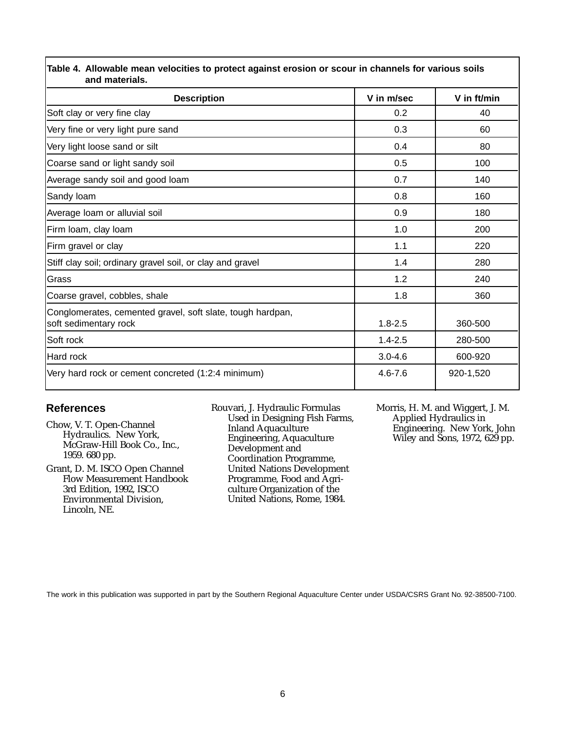**Table 4. Allowable mean velocities to protect against erosion or scour in channels for various soils and materials.**

| Description | V in m/sec | V in ft/min |
|---|---|---|
| Soft clay or very fine clay | 0.2 | 40 |
| Very fine or very light pure sand | 0.3 | 60 |
| Very light loose sand or silt | 0.4 | 80 |
| Coarse sand or light sandy soil | 0.5 | 100 |
| Average sandy soil and good loam | 0.7 | 140 |
| Sandy loam | 0.8 | 160 |
| Average loam or alluvial soil | 0.9 | 180 |
| Firm loam, clay loam | 1.0 | 200 |
| Firm gravel or clay | 1.1 | 220 |
| Stiff clay soil; ordinary gravel soil, or clay and gravel | 1.4 | 280 |
| Grass | 1.2 | 240 |
| Coarse gravel, cobbles, shale | 1.8 | 360 |
| Conglomerates, cemented gravel, soft slate, tough hardpan, soft sedimentary rock | 1.8-2.5 | 360-500 |
| Soft rock | 1.4-2.5 | 280-500 |
| Hard rock | 3.0-4.6 | 600-920 |
| Very hard rock or cement concreted (1:2:4 minimum) | 4.6-7.6 | 920-1,520 |

## References

Chow, V. T. Open-Channel Hydraulics. New York, McGraw-Hill Book Co., Inc., 1959. 680 pp.

Grant, D. M. ISCO Open Channel Flow Measurement Handbook 3rd Edition, 1992, ISCO Environmental Division, Lincoln, NE.

Rouvari, J. Hydraulic Formulas Used in Designing Fish Farms, Inland Aquaculture Engineering, Aquaculture Development and Coordination Programme, United Nations Development Programme, Food and Agriculture Organization of the United Nations, Rome, 1984.

Morris, H. M. and Wiggert, J. M. Applied Hydraulics in Engineering. New York, John Wiley and Sons, 1972, 629 pp.

The work in this publication was supported in part by the Southern Regional Aquaculture Center under USDA/CSRS Grant No. 92-38500-7100.